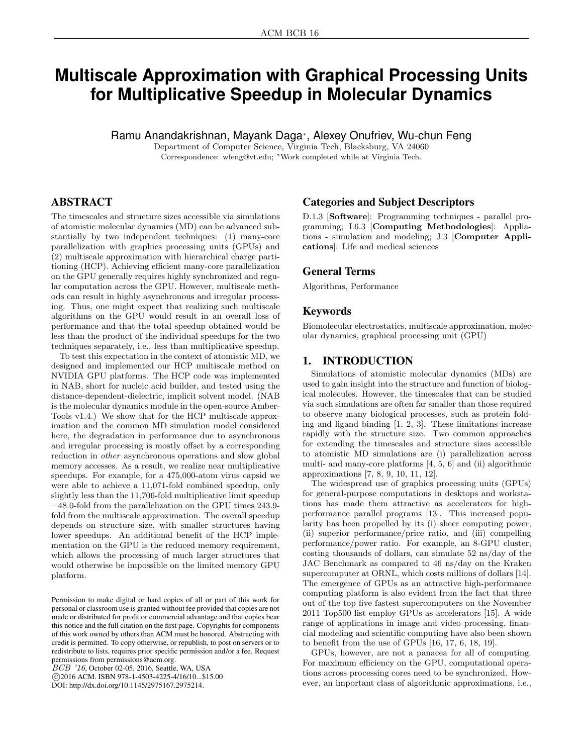# Multiscale Approximation with Graphical Processing Units for Multiplicative Speedup in Molecular Dynamics

Ramu Anandakrishnan, Mayank Daga*, Alexey Onufriev, Wu-chun Feng

Department of Computer Science, Virginia Tech, Blacksburg, VA 24060

Correspondence: wfeng@vt.edu; *Work completed while at Virginia Tech.

## ABSTRACT

The timescales and structure sizes accessible via simulations of atomistic molecular dynamics (MD) can be advanced substantially by two independent techniques: (1) many-core parallelization with graphics processing units (GPUs) and (2) multiscale approximation with hierarchical charge partitioning (HCP). Achieving efficient many-core parallelization on the GPU generally requires highly synchronized and regular computation across the GPU. However, multiscale methods can result in highly asynchronous and irregular processing. Thus, one might expect that realizing such multiscale algorithms on the GPU would result in an overall loss of performance and that the total speedup obtained would be less than the product of the individual speedups for the two techniques separately, i.e., less than multiplicative speedup.

To test this expectation in the context of atomistic MD, we designed and implemented our HCP multiscale method on NVIDIA GPU platforms. The HCP code was implemented in NAB, short for nucleic acid builder, and tested using the distance-dependent-dielectric, implicit solvent model. (NAB is the molecular dynamics module in the open-source AmberTools v1.4.) We show that for the HCP multiscale approximation and the common MD simulation model considered here, the degradation in performance due to asynchronous and irregular processing is mostly offset by a corresponding reduction in *other* asynchronous operations and slow global memory accesses. As a result, we realize near multiplicative speedups. For example, for a 475,000-atom virus capsid we were able to achieve a 11,071-fold combined speedup, only slightly less than the 11,706-fold multiplicative limit speedup – 48.0-fold from the parallelization on the GPU times 243.9-fold from the multiscale approximation. The overall speedup depends on structure size, with smaller structures having lower speedups. An additional benefit of the HCP implementation on the GPU is the reduced memory requirement, which allows the processing of much larger structures that would otherwise be impossible on the limited memory GPU platform.

Permission to make digital or hard copies of all or part of this work for personal or classroom use is granted without fee provided that copies are not made or distributed for profit or commercial advantage and that copies bear this notice and the full citation on the first page. Copyrights for components of this work owned by others than ACM must be honored. Abstracting with credit is permitted. To copy otherwise, or republish, to post on servers or to redistribute to lists, requires prior specific permission and/or a fee. Request permissions from permissions@acm.org.
*BCB '16*, October 02-05, 2016, Seattle, WA, USA
©2016 ACM. ISBN 978-1-4503-4225-4/16/10...$15.00
DOI: http://dx.doi.org/10.1145/2975167.2975214.

## Categories and Subject Descriptors

D.1.3 [**Software**]: Programming techniques - parallel programming; I.6.3 [**Computing Methodologies**]: Applications - simulation and modeling; J.3 [**Computer Applications**]: Life and medical sciences

## General Terms

Algorithms, Performance

## Keywords

Biomolecular electrostatics, multiscale approximation, molecular dynamics, graphical processing unit (GPU)

## 1. INTRODUCTION

Simulations of atomistic molecular dynamics (MDs) are used to gain insight into the structure and function of biological molecules. However, the timescales that can be studied via such simulations are often far smaller than those required to observe many biological processes, such as protein folding and ligand binding [1, 2, 3]. These limitations increase rapidly with the structure size. Two common approaches for extending the timescales and structure sizes accessible to atomistic MD simulations are (i) parallelization across multi- and many-core platforms [4, 5, 6] and (ii) algorithmic approximations [7, 8, 9, 10, 11, 12].

The widespread use of graphics processing units (GPUs) for general-purpose computations in desktops and workstations has made them attractive as accelerators for high-performance parallel programs [13]. This increased popularity has been propelled by its (i) sheer computing power, (ii) superior performance/price ratio, and (iii) compelling performance/power ratio. For example, an 8-GPU cluster, costing thousands of dollars, can simulate 52 ns/day of the JAC Benchmark as compared to 46 ns/day on the Kraken supercomputer at ORNL, which costs millions of dollars [14]. The emergence of GPUs as an attractive high-performance computing platform is also evident from the fact that three out of the top five fastest supercomputers on the November 2011 Top500 list employ GPUs as accelerators [15]. A wide range of applications in image and video processing, financial modeling and scientific computing have also been shown to benefit from the use of GPUs [16, 17, 6, 18, 19].

GPUs, however, are not a panacea for all of computing. For maximum efficiency on the GPU, computational operations across processing cores need to be synchronized. However, an important class of algorithmic approximations, i.e.,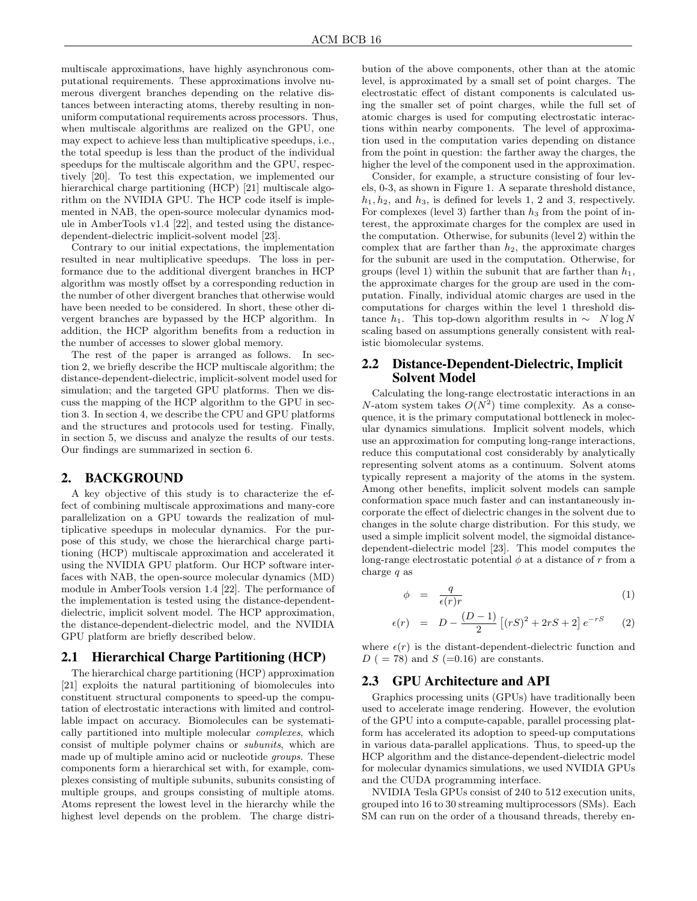multiscale approximations, have highly asynchronous computational requirements. These approximations involve numerous divergent branches depending on the relative distances between interacting atoms, thereby resulting in nonuniform computational requirements across processors. Thus, when multiscale algorithms are realized on the GPU, one may expect to achieve less than multiplicative speedups, i.e., the total speedup is less than the product of the individual speedups for the multiscale algorithm and the GPU, respectively [20]. To test this expectation, we implemented our hierarchical charge partitioning (HCP) [21] multiscale algorithm on the NVIDIA GPU. The HCP code itself is implemented in NAB, the open-source molecular dynamics module in AmberTools v1.4 [22], and tested using the distance-dependent-dielectric implicit-solvent model [23].

Contrary to our initial expectations, the implementation resulted in near multiplicative speedups. The loss in performance due to the additional divergent branches in HCP algorithm was mostly offset by a corresponding reduction in the number of other divergent branches that otherwise would have been needed to be considered. In short, these other divergent branches are bypassed by the HCP algorithm. In addition, the HCP algorithm benefits from a reduction in the number of accesses to slower global memory.

The rest of the paper is arranged as follows. In section 2, we briefly describe the HCP multiscale algorithm; the distance-dependent-dielectric, implicit-solvent model used for simulation; and the targeted GPU platforms. Then we discuss the mapping of the HCP algorithm to the GPU in section 3. In section 4, we describe the CPU and GPU platforms and the structures and protocols used for testing. Finally, in section 5, we discuss and analyze the results of our tests. Our findings are summarized in section 6.

## 2. BACKGROUND

A key objective of this study is to characterize the effect of combining multiscale approximations and many-core parallelization on a GPU towards the realization of multiplicative speedups in molecular dynamics. For the purpose of this study, we chose the hierarchical charge partitioning (HCP) multiscale approximation and accelerated it using the NVIDIA GPU platform. Our HCP software interfaces with NAB, the open-source molecular dynamics (MD) module in AmberTools version 1.4 [22]. The performance of the implementation is tested using the distance-dependent-dielectric, implicit solvent model. The HCP approximation, the distance-dependent-dielectric model, and the NVIDIA GPU platform are briefly described below.

### 2.1 Hierarchical Charge Partitioning (HCP)

The hierarchical charge partitioning (HCP) approximation [21] exploits the natural partitioning of biomolecules into constituent structural components to speed-up the computation of electrostatic interactions with limited and controllable impact on accuracy. Biomolecules can be systematically partitioned into multiple molecular *complexes*, which consist of multiple polymer chains or *subunits*, which are made up of multiple amino acid or nucleotide *groups*. These components form a hierarchical set with, for example, complexes consisting of multiple subunits, subunits consisting of multiple groups, and groups consisting of multiple atoms. Atoms represent the lowest level in the hierarchy while the highest level depends on the problem. The charge distribution of the above components, other than at the atomic level, is approximated by a small set of point charges. The electrostatic effect of distant components is calculated using the smaller set of point charges, while the full set of atomic charges is used for computing electrostatic interactions within nearby components. The level of approximation used in the computation varies depending on distance from the point in question: the farther away the charges, the higher the level of the component used in the approximation.

Consider, for example, a structure consisting of four levels, 0-3, as shown in Figure 1. A separate threshold distance, $h_1, h_2$, and $h_3$, is defined for levels 1, 2 and 3, respectively. For complexes (level 3) farther than $h_3$ from the point of interest, the approximate charges for the complex are used in the computation. Otherwise, for subunits (level 2) within the complex that are farther than $h_2$, the approximate charges for the subunit are used in the computation. Otherwise, for groups (level 1) within the subunit that are farther than $h_1$, the approximate charges for the group are used in the computation. Finally, individual atomic charges are used in the computations for charges within the level 1 threshold distance $h_1$. This top-down algorithm results in $\sim\ N \log N$ scaling based on assumptions generally consistent with realistic biomolecular systems.

### 2.2 Distance-Dependent-Dielectric, Implicit Solvent Model

Calculating the long-range electrostatic interactions in an $N$-atom system takes $O(N^2)$ time complexity. As a consequence, it is the primary computational bottleneck in molecular dynamics simulations. Implicit solvent models, which use an approximation for computing long-range interactions, reduce this computational cost considerably by analytically representing solvent atoms as a continuum. Solvent atoms typically represent a majority of the atoms in the system. Among other benefits, implicit solvent models can sample conformation space much faster and can instantaneously incorporate the effect of dielectric changes in the solvent due to changes in the solute charge distribution. For this study, we used a simple implicit solvent model, the sigmoidal distance-dependent-dielectric model [23]. This model computes the long-range electrostatic potential $\phi$ at a distance of $r$ from a charge $q$ as

$$\phi = \frac{q}{\epsilon(r)r} \tag{1}$$

$$\epsilon(r) = D - \frac{(D-1)}{2}\left[(rS)^2 + 2rS + 2\right]e^{-rS} \tag{2}$$

where $\epsilon(r)$ is the distant-dependent-dielectric function and $D$ ( = 78) and $S$ (=0.16) are constants.

### 2.3 GPU Architecture and API

Graphics processing units (GPUs) have traditionally been used to accelerate image rendering. However, the evolution of the GPU into a compute-capable, parallel processing platform has accelerated its adoption to speed-up computations in various data-parallel applications. Thus, to speed-up the HCP algorithm and the distance-dependent-dielectric model for molecular dynamics simulations, we used NVIDIA GPUs and the CUDA programming interface.

NVIDIA Tesla GPUs consist of 240 to 512 execution units, grouped into 16 to 30 streaming multiprocessors (SMs). Each SM can run on the order of a thousand threads, thereby en-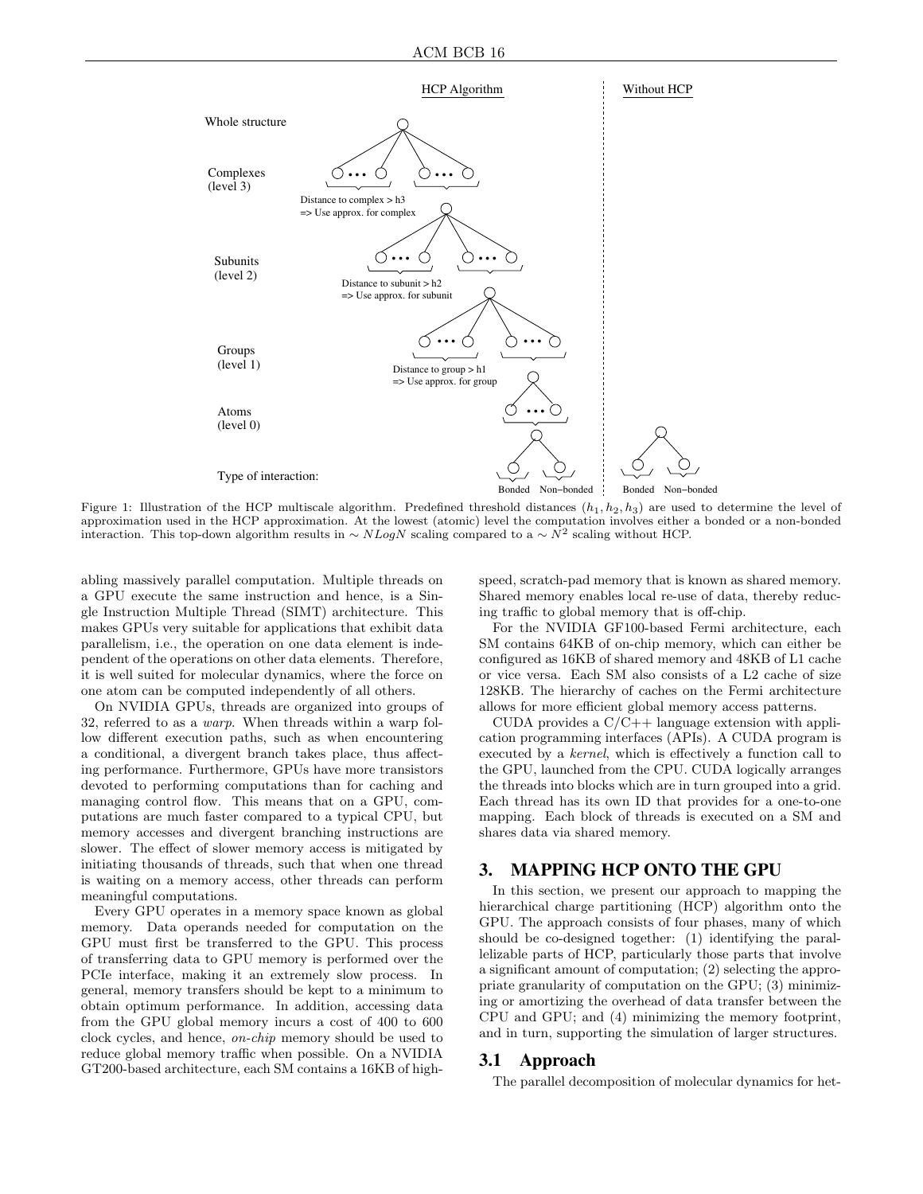Figure 1: Illustration of the HCP multiscale algorithm. Predefined threshold distances ($h_1, h_2, h_3$) are used to determine the level of approximation used in the HCP approximation. At the lowest (atomic) level the computation involves either a bonded or a non-bonded interaction. This top-down algorithm results in $\sim NLogN$ scaling compared to a $\sim N^2$ scaling without HCP.

abling massively parallel computation. Multiple threads on a GPU execute the same instruction and hence, is a Single Instruction Multiple Thread (SIMT) architecture. This makes GPUs very suitable for applications that exhibit data parallelism, i.e., the operation on one data element is independent of the operations on other data elements. Therefore, it is well suited for molecular dynamics, where the force on one atom can be computed independently of all others.

On NVIDIA GPUs, threads are organized into groups of 32, referred to as a *warp*. When threads within a warp follow different execution paths, such as when encountering a conditional, a divergent branch takes place, thus affecting performance. Furthermore, GPUs have more transistors devoted to performing computations than for caching and managing control flow. This means that on a GPU, computations are much faster compared to a typical CPU, but memory accesses and divergent branching instructions are slower. The effect of slower memory access is mitigated by initiating thousands of threads, such that when one thread is waiting on a memory access, other threads can perform meaningful computations.

Every GPU operates in a memory space known as global memory. Data operands needed for computation on the GPU must first be transferred to the GPU. This process of transferring data to GPU memory is performed over the PCIe interface, making it an extremely slow process. In general, memory transfers should be kept to a minimum to obtain optimum performance. In addition, accessing data from the GPU global memory incurs a cost of 400 to 600 clock cycles, and hence, *on-chip* memory should be used to reduce global memory traffic when possible. On a NVIDIA GT200-based architecture, each SM contains a 16KB of high-speed, scratch-pad memory that is known as shared memory. Shared memory enables local re-use of data, thereby reducing traffic to global memory that is off-chip.

For the NVIDIA GF100-based Fermi architecture, each SM contains 64KB of on-chip memory, which can either be configured as 16KB of shared memory and 48KB of L1 cache or vice versa. Each SM also consists of a L2 cache of size 128KB. The hierarchy of caches on the Fermi architecture allows for more efficient global memory access patterns.

CUDA provides a C/C++ language extension with application programming interfaces (APIs). A CUDA program is executed by a *kernel*, which is effectively a function call to the GPU, launched from the CPU. CUDA logically arranges the threads into blocks which are in turn grouped into a grid. Each thread has its own ID that provides for a one-to-one mapping. Each block of threads is executed on a SM and shares data via shared memory.

## 3. MAPPING HCP ONTO THE GPU

In this section, we present our approach to mapping the hierarchical charge partitioning (HCP) algorithm onto the GPU. The approach consists of four phases, many of which should be co-designed together: (1) identifying the parallelizable parts of HCP, particularly those parts that involve a significant amount of computation; (2) selecting the appropriate granularity of computation on the GPU; (3) minimizing or amortizing the overhead of data transfer between the CPU and GPU; and (4) minimizing the memory footprint, and in turn, supporting the simulation of larger structures.

### 3.1 Approach

The parallel decomposition of molecular dynamics for het-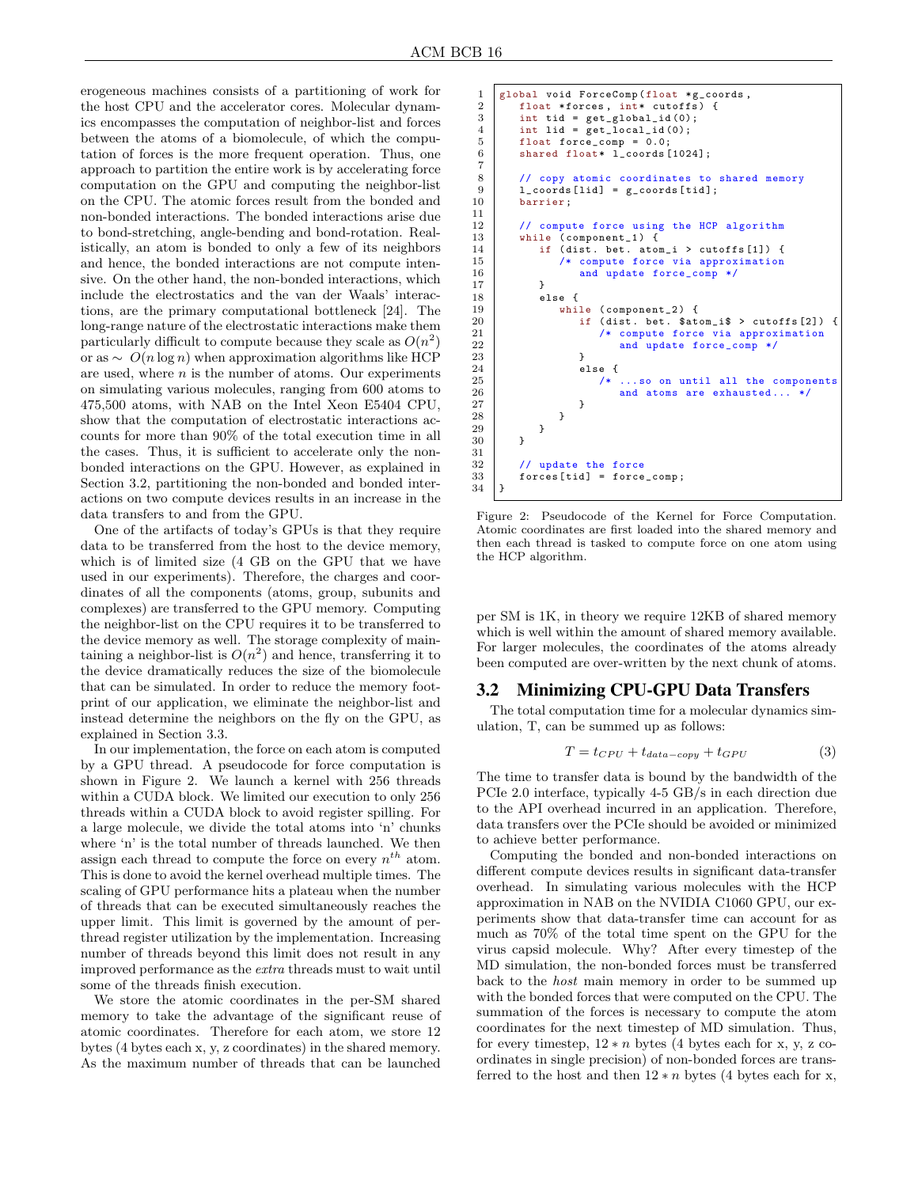erogeneous machines consists of a partitioning of work for the host CPU and the accelerator cores. Molecular dynamics encompasses the computation of neighbor-list and forces between the atoms of a biomolecule, of which the computation of forces is the more frequent operation. Thus, one approach to partition the entire work is by accelerating force computation on the GPU and computing the neighbor-list on the CPU. The atomic forces result from the bonded and non-bonded interactions. The bonded interactions arise due to bond-stretching, angle-bending and bond-rotation. Realistically, an atom is bonded to only a few of its neighbors and hence, the bonded interactions are not compute intensive. On the other hand, the non-bonded interactions, which include the electrostatics and the van der Waals' interactions, are the primary computational bottleneck [24]. The long-range nature of the electrostatic interactions make them particularly difficult to compute because they scale as $O(n^2)$ or as $\sim O(n \log n)$ when approximation algorithms like HCP are used, where $n$ is the number of atoms. Our experiments on simulating various molecules, ranging from 600 atoms to 475,500 atoms, with NAB on the Intel Xeon E5404 CPU, show that the computation of electrostatic interactions accounts for more than 90% of the total execution time in all the cases. Thus, it is sufficient to accelerate only the non-bonded interactions on the GPU. However, as explained in Section 3.2, partitioning the non-bonded and bonded interactions on two compute devices results in an increase in the data transfers to and from the GPU.

One of the artifacts of today's GPUs is that they require data to be transferred from the host to the device memory, which is of limited size (4 GB on the GPU that we have used in our experiments). Therefore, the charges and coordinates of all the components (atoms, group, subunits and complexes) are transferred to the GPU memory. Computing the neighbor-list on the CPU requires it to be transferred to the device memory as well. The storage complexity of maintaining a neighbor-list is $O(n^2)$ and hence, transferring it to the device dramatically reduces the size of the biomolecule that can be simulated. In order to reduce the memory footprint of our application, we eliminate the neighbor-list and instead determine the neighbors on the fly on the GPU, as explained in Section 3.3.

In our implementation, the force on each atom is computed by a GPU thread. A pseudocode for force computation is shown in Figure 2. We launch a kernel with 256 threads within a CUDA block. We limited our execution to only 256 threads within a CUDA block to avoid register spilling. For a large molecule, we divide the total atoms into 'n' chunks where 'n' is the total number of threads launched. We then assign each thread to compute the force on every $n^{th}$ atom. This is done to avoid the kernel overhead multiple times. The scaling of GPU performance hits a plateau when the number of threads that can be executed simultaneously reaches the upper limit. This limit is governed by the amount of per-thread register utilization by the implementation. Increasing number of threads beyond this limit does not result in any improved performance as the *extra* threads must to wait until some of the threads finish execution.

We store the atomic coordinates in the per-SM shared memory to take the advantage of the significant reuse of atomic coordinates. Therefore for each atom, we store 12 bytes (4 bytes each x, y, z coordinates) in the shared memory. As the maximum number of threads that can be launched per SM is 1K, in theory we require 12KB of shared memory which is well within the amount of shared memory available. For larger molecules, the coordinates of the atoms already been computed are over-written by the next chunk of atoms.

```
1  global void ForceComp(float *g_coords,
2     float *forces, int* cutoffs) {
3     int tid = get_global_id(0);
4     int lid = get_local_id(0);
5     float force_comp = 0.0;
6     shared float* l_coords[1024];
7
8     // copy atomic coordinates to shared memory
9     l_coords[lid] = g_coords[tid];
10    barrier;
11
12    // compute force using the HCP algorithm
13    while (component_1) {
14       if (dist. bet. atom_i > cutoffs[1]) {
15          /* compute force via approximation
16             and update force_comp */
17       }
18       else {
19          while (component_2) {
20             if (dist. bet. $atom_i$ > cutoffs[2]) {
21                /* compute force via approximation
22                   and update force_comp */
23             }
24             else {
25                /* ...so on until all the components
26                   and atoms are exhausted... */
27             }
28          }
29       }
30    }
31
32    // update the force
33    forces[tid] = force_comp;
34 }
```

Figure 2: Pseudocode of the Kernel for Force Computation. Atomic coordinates are first loaded into the shared memory and then each thread is tasked to compute force on one atom using the HCP algorithm.

## 3.2 Minimizing CPU-GPU Data Transfers

The total computation time for a molecular dynamics simulation, T, can be summed up as follows:

$$T = t_{CPU} + t_{data-copy} + t_{GPU} \tag{3}$$

The time to transfer data is bound by the bandwidth of the PCIe 2.0 interface, typically 4-5 GB/s in each direction due to the API overhead incurred in an application. Therefore, data transfers over the PCIe should be avoided or minimized to achieve better performance.

Computing the bonded and non-bonded interactions on different compute devices results in significant data-transfer overhead. In simulating various molecules with the HCP approximation in NAB on the NVIDIA C1060 GPU, our experiments show that data-transfer time can account for as much as 70% of the total time spent on the GPU for the virus capsid molecule. Why? After every timestep of the MD simulation, the non-bonded forces must be transferred back to the *host* main memory in order to be summed up with the bonded forces that were computed on the CPU. The summation of the forces is necessary to compute the atom coordinates for the next timestep of MD simulation. Thus, for every timestep, $12 * n$ bytes (4 bytes each for x, y, z coordinates in single precision) of non-bonded forces are transferred to the host and then $12 * n$ bytes (4 bytes each for x,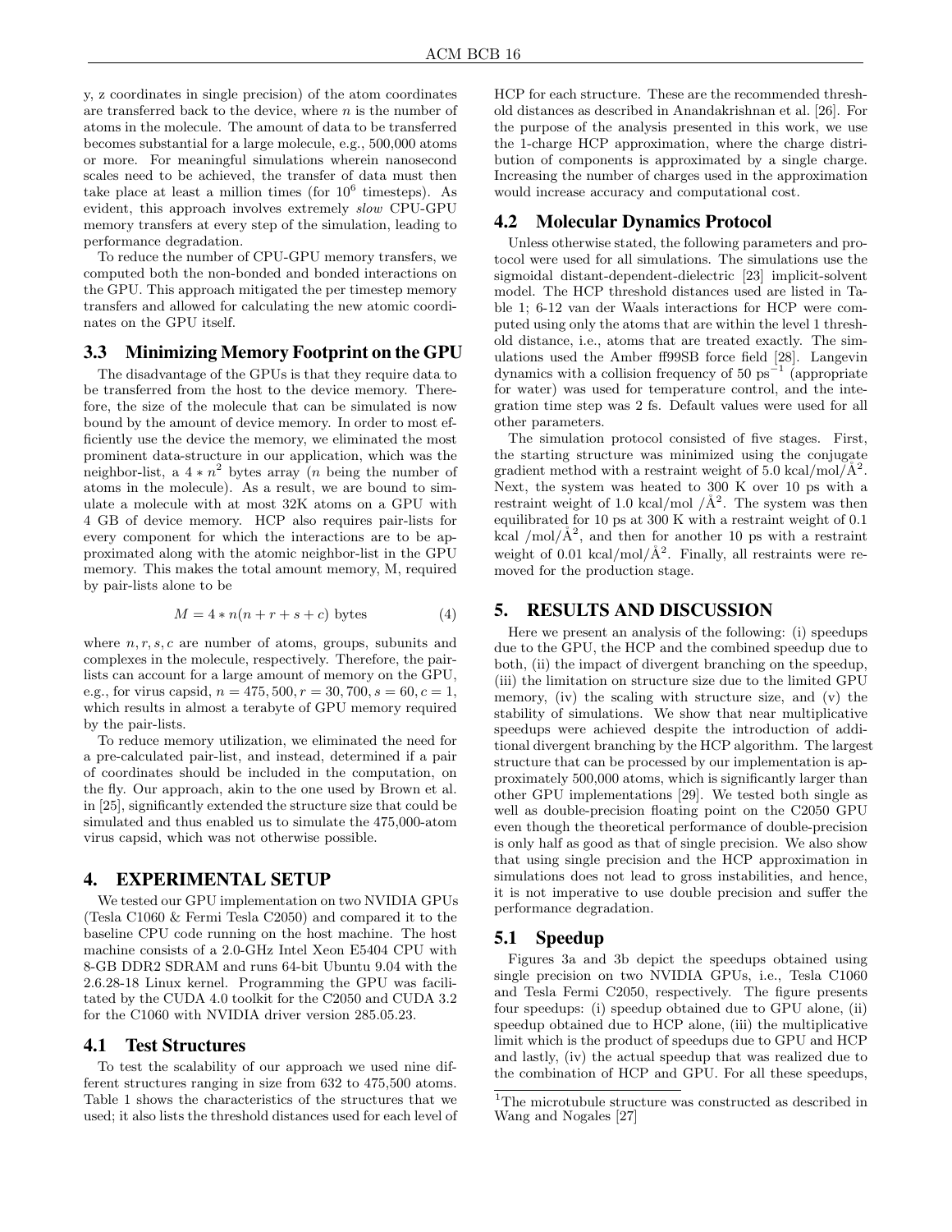y, z coordinates in single precision) of the atom coordinates are transferred back to the device, where $n$ is the number of atoms in the molecule. The amount of data to be transferred becomes substantial for a large molecule, e.g., 500,000 atoms or more. For meaningful simulations wherein nanosecond scales need to be achieved, the transfer of data must then take place at least a million times (for $10^6$ timesteps). As evident, this approach involves extremely *slow* CPU-GPU memory transfers at every step of the simulation, leading to performance degradation.

To reduce the number of CPU-GPU memory transfers, we computed both the non-bonded and bonded interactions on the GPU. This approach mitigated the per timestep memory transfers and allowed for calculating the new atomic coordinates on the GPU itself.

## 3.3 Minimizing Memory Footprint on the GPU

The disadvantage of the GPUs is that they require data to be transferred from the host to the device memory. Therefore, the size of the molecule that can be simulated is now bound by the amount of device memory. In order to most efficiently use the device the memory, we eliminated the most prominent data-structure in our application, which was the neighbor-list, a $4 * n^2$ bytes array ($n$ being the number of atoms in the molecule). As a result, we are bound to simulate a molecule with at most 32K atoms on a GPU with 4 GB of device memory. HCP also requires pair-lists for every component for which the interactions are to be approximated along with the atomic neighbor-list in the GPU memory. This makes the total amount memory, M, required by pair-lists alone to be

$$M = 4 * n(n + r + s + c) \text{ bytes} \tag{4}$$

where $n, r, s, c$ are number of atoms, groups, subunits and complexes in the molecule, respectively. Therefore, the pair-lists can account for a large amount of memory on the GPU, e.g., for virus capsid, $n = 475,500$, $r = 30,700$, $s = 60$, $c = 1$, which results in almost a terabyte of GPU memory required by the pair-lists.

To reduce memory utilization, we eliminated the need for a pre-calculated pair-list, and instead, determined if a pair of coordinates should be included in the computation, on the fly. Our approach, akin to the one used by Brown et al. in [25], significantly extended the structure size that could be simulated and thus enabled us to simulate the 475,000-atom virus capsid, which was not otherwise possible.

# 4. EXPERIMENTAL SETUP

We tested our GPU implementation on two NVIDIA GPUs (Tesla C1060 & Fermi Tesla C2050) and compared it to the baseline CPU code running on the host machine. The host machine consists of a 2.0-GHz Intel Xeon E5404 CPU with 8-GB DDR2 SDRAM and runs 64-bit Ubuntu 9.04 with the 2.6.28-18 Linux kernel. Programming the GPU was facilitated by the CUDA 4.0 toolkit for the C2050 and CUDA 3.2 for the C1060 with NVIDIA driver version 285.05.23.

## 4.1 Test Structures

To test the scalability of our approach we used nine different structures ranging in size from 632 to 475,500 atoms. Table 1 shows the characteristics of the structures that we used; it also lists the threshold distances used for each level of HCP for each structure. These are the recommended threshold distances as described in Anandakrishnan et al. [26]. For the purpose of the analysis presented in this work, we use the 1-charge HCP approximation, where the charge distribution of components is approximated by a single charge. Increasing the number of charges used in the approximation would increase accuracy and computational cost.

## 4.2 Molecular Dynamics Protocol

Unless otherwise stated, the following parameters and protocol were used for all simulations. The simulations use the sigmoidal distant-dependent-dielectric [23] implicit-solvent model. The HCP threshold distances used are listed in Table 1; 6-12 van der Waals interactions for HCP were computed using only the atoms that are within the level 1 threshold distance, i.e., atoms that are treated exactly. The simulations used the Amber ff99SB force field [28]. Langevin dynamics with a collision frequency of 50 ps$^{-1}$ (appropriate for water) was used for temperature control, and the integration time step was 2 fs. Default values were used for all other parameters.

The simulation protocol consisted of five stages. First, the starting structure was minimized using the conjugate gradient method with a restraint weight of 5.0 kcal/mol/Å$^2$. Next, the system was heated to 300 K over 10 ps with a restraint weight of 1.0 kcal/mol /Å$^2$. The system was then equilibrated for 10 ps at 300 K with a restraint weight of 0.1 kcal /mol/Å$^2$, and then for another 10 ps with a restraint weight of 0.01 kcal/mol/Å$^2$. Finally, all restraints were removed for the production stage.

# 5. RESULTS AND DISCUSSION

Here we present an analysis of the following: (i) speedups due to the GPU, the HCP and the combined speedup due to both, (ii) the impact of divergent branching on the speedup, (iii) the limitation on structure size due to the limited GPU memory, (iv) the scaling with structure size, and (v) the stability of simulations. We show that near multiplicative speedups were achieved despite the introduction of additional divergent branching by the HCP algorithm. The largest structure that can be processed by our implementation is approximately 500,000 atoms, which is significantly larger than other GPU implementations [29]. We tested both single as well as double-precision floating point on the C2050 GPU even though the theoretical performance of double-precision is only half as good as that of single precision. We also show that using single precision and the HCP approximation in simulations does not lead to gross instabilities, and hence, it is not imperative to use double precision and suffer the performance degradation.

## 5.1 Speedup

Figures 3a and 3b depict the speedups obtained using single precision on two NVIDIA GPUs, i.e., Tesla C1060 and Tesla Fermi C2050, respectively. The figure presents four speedups: (i) speedup obtained due to GPU alone, (ii) speedup obtained due to HCP alone, (iii) the multiplicative limit which is the product of speedups due to GPU and HCP and lastly, (iv) the actual speedup that was realized due to the combination of HCP and GPU. For all these speedups,

[1] The microtubule structure was constructed as described in Wang and Nogales [27]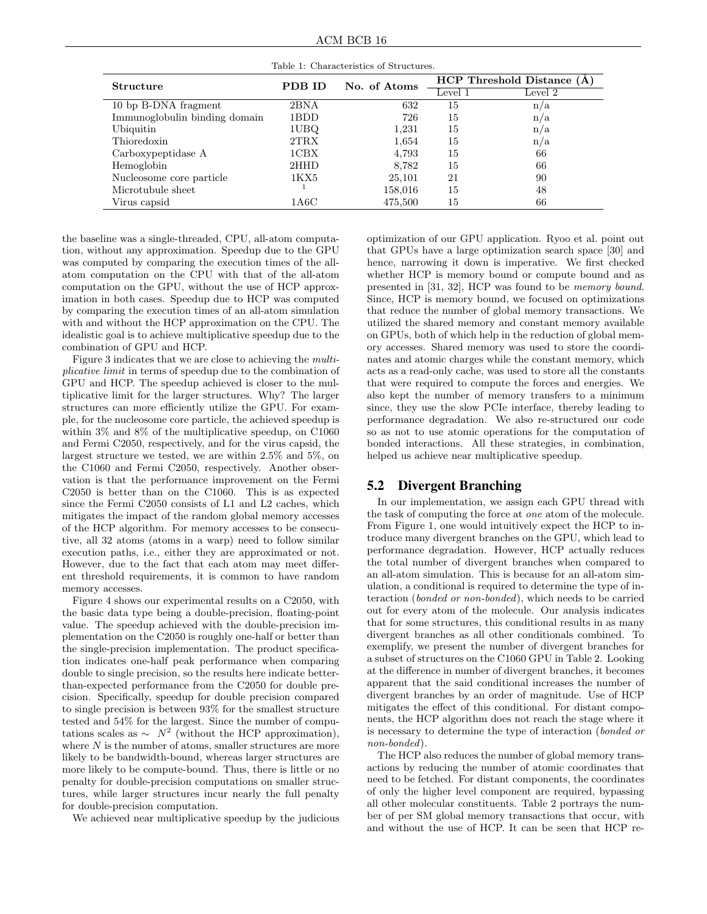Table 1: Characteristics of Structures.

| Structure | PDB ID | No. of Atoms | HCP Threshold Distance (Å) | |
|---|---|---|---|---|
| | | | Level 1 | Level 2 |
| 10 bp B-DNA fragment | 2BNA | 632 | 15 | n/a |
| Immunoglobulin binding domain | 1BDD | 726 | 15 | n/a |
| Ubiquitin | 1UBQ | 1,231 | 15 | n/a |
| Thioredoxin | 2TRX | 1,654 | 15 | n/a |
| Carboxypeptidase A | 1CBX | 4,793 | 15 | 66 |
| Hemoglobin | 2HHD | 8,782 | 15 | 66 |
| Nucleosome core particle | 1KX5 | 25,101 | 21 | 90 |
| Microtubule sheet | [1] | 158,016 | 15 | 48 |
| Virus capsid | 1A6C | 475,500 | 15 | 66 |

the baseline was a single-threaded, CPU, all-atom computation, without any approximation. Speedup due to the GPU was computed by comparing the execution times of the all-atom computation on the CPU with that of the all-atom computation on the GPU, without the use of HCP approximation in both cases. Speedup due to HCP was computed by comparing the execution times of an all-atom simulation with and without the HCP approximation on the CPU. The idealistic goal is to achieve multiplicative speedup due to the combination of GPU and HCP.

Figure 3 indicates that we are close to achieving the *multiplicative limit* in terms of speedup due to the combination of GPU and HCP. The speedup achieved is closer to the multiplicative limit for the larger structures. Why? The larger structures can more efficiently utilize the GPU. For example, for the nucleosome core particle, the achieved speedup is within 3% and 8% of the multiplicative speedup, on C1060 and Fermi C2050, respectively, and for the virus capsid, the largest structure we tested, we are within 2.5% and 5%, on the C1060 and Fermi C2050, respectively. Another observation is that the performance improvement on the Fermi C2050 is better than on the C1060. This is as expected since the Fermi C2050 consists of L1 and L2 caches, which mitigates the impact of the random global memory accesses of the HCP algorithm. For memory accesses to be consecutive, all 32 atoms (atoms in a warp) need to follow similar execution paths, i.e., either they are approximated or not. However, due to the fact that each atom may meet different threshold requirements, it is common to have random memory accesses.

Figure 4 shows our experimental results on a C2050, with the basic data type being a double-precision, floating-point value. The speedup achieved with the double-precision implementation on the C2050 is roughly one-half or better than the single-precision implementation. The product specification indicates one-half peak performance when comparing double to single precision, so the results here indicate better-than-expected performance from the C2050 for double precision. Specifically, speedup for double precision compared to single precision is between 93% for the smallest structure tested and 54% for the largest. Since the number of computations scales as $\sim N^2$ (without the HCP approximation), where $N$ is the number of atoms, smaller structures are more likely to be bandwidth-bound, whereas larger structures are more likely to be compute-bound. Thus, there is little or no penalty for double-precision computations on smaller structures, while larger structures incur nearly the full penalty for double-precision computation.

We achieved near multiplicative speedup by the judicious optimization of our GPU application. Ryoo et al. point out that GPUs have a large optimization search space [30] and hence, narrowing it down is imperative. We first checked whether HCP is memory bound or compute bound and as presented in [31, 32], HCP was found to be *memory bound*. Since, HCP is memory bound, we focused on optimizations that reduce the number of global memory transactions. We utilized the shared memory and constant memory available on GPUs, both of which help in the reduction of global memory accesses. Shared memory was used to store the coordinates and atomic charges while the constant memory, which acts as a read-only cache, was used to store all the constants that were required to compute the forces and energies. We also kept the number of memory transfers to a minimum since, they use the slow PCIe interface, thereby leading to performance degradation. We also re-structured our code so as not to use atomic operations for the computation of bonded interactions. All these strategies, in combination, helped us achieve near multiplicative speedup.

## 5.2 Divergent Branching

In our implementation, we assign each GPU thread with the task of computing the force at *one* atom of the molecule. From Figure 1, one would intuitively expect the HCP to introduce many divergent branches on the GPU, which lead to performance degradation. However, HCP actually reduces the total number of divergent branches when compared to an all-atom simulation. This is because for an all-atom simulation, a conditional is required to determine the type of interaction (*bonded or non-bonded*), which needs to be carried out for every atom of the molecule. Our analysis indicates that for some structures, this conditional results in as many divergent branches as all other conditionals combined. To exemplify, we present the number of divergent branches for a subset of structures on the C1060 GPU in Table 2. Looking at the difference in number of divergent branches, it becomes apparent that the said conditional increases the number of divergent branches by an order of magnitude. Use of HCP mitigates the effect of this conditional. For distant components, the HCP algorithm does not reach the stage where it is necessary to determine the type of interaction (*bonded or non-bonded*).

The HCP also reduces the number of global memory transactions by reducing the number of atomic coordinates that need to be fetched. For distant components, the coordinates of only the higher level component are required, bypassing all other molecular constituents. Table 2 portrays the number of per SM global memory transactions that occur, with and without the use of HCP. It can be seen that HCP re-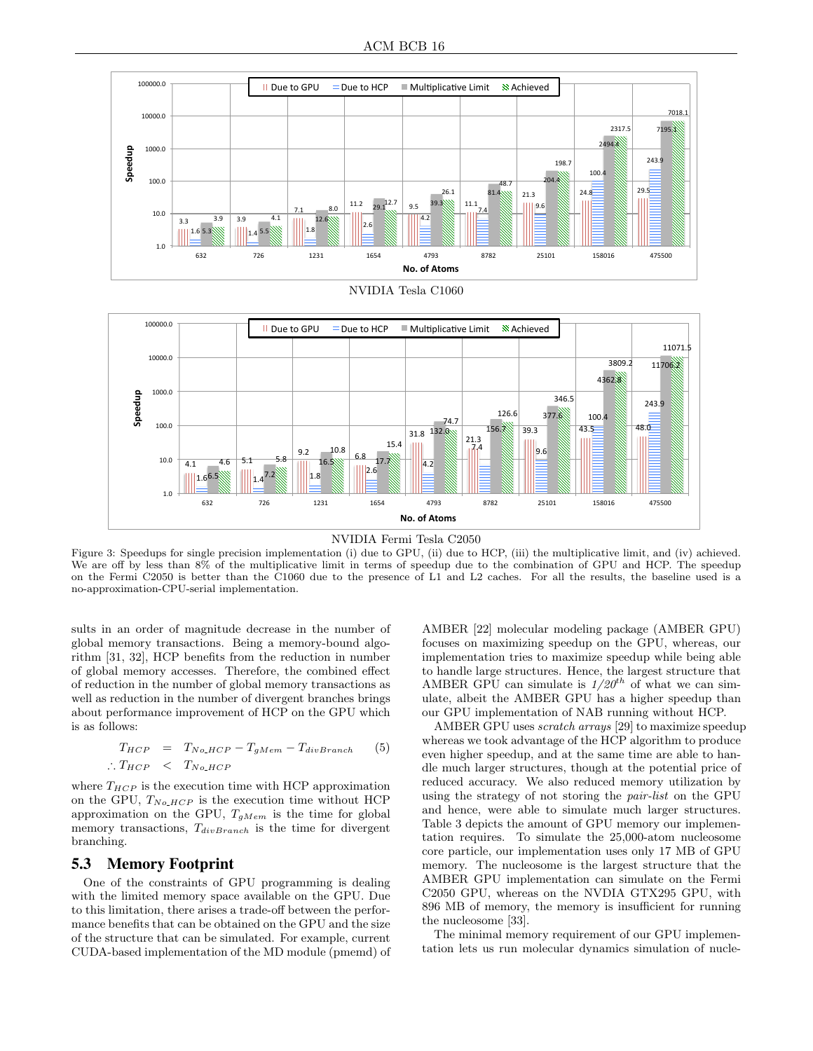NVIDIA Tesla C1060

NVIDIA Fermi Tesla C2050

Figure 3: Speedups for single precision implementation (i) due to GPU, (ii) due to HCP, (iii) the multiplicative limit, and (iv) achieved. We are off by less than 8% of the multiplicative limit in terms of speedup due to the combination of GPU and HCP. The speedup on the Fermi C2050 is better than the C1060 due to the presence of L1 and L2 caches. For all the results, the baseline used is a no-approximation-CPU-serial implementation.

sults in an order of magnitude decrease in the number of global memory transactions. Being a memory-bound algorithm [31, 32], HCP benefits from the reduction in number of global memory accesses. Therefore, the combined effect of reduction in the number of global memory transactions as well as reduction in the number of divergent branches brings about performance improvement of HCP on the GPU which is as follows:

$$\begin{aligned} T_{HCP} &= T_{No\_HCP} - T_{gMem} - T_{divBranch} \qquad (5) \\ \therefore T_{HCP} &< T_{No\_HCP} \end{aligned}$$

where $T_{HCP}$ is the execution time with HCP approximation on the GPU, $T_{No\_HCP}$ is the execution time without HCP approximation on the GPU, $T_{gMem}$ is the time for global memory transactions, $T_{divBranch}$ is the time for divergent branching.

## 5.3 Memory Footprint

One of the constraints of GPU programming is dealing with the limited memory space available on the GPU. Due to this limitation, there arises a trade-off between the performance benefits that can be obtained on the GPU and the size of the structure that can be simulated. For example, current CUDA-based implementation of the MD module (pmemd) of AMBER [22] molecular modeling package (AMBER GPU) focuses on maximizing speedup on the GPU, whereas, our implementation tries to maximize speedup while being able to handle large structures. Hence, the largest structure that AMBER GPU can simulate is *1/20*$^{th}$ of what we can simulate, albeit the AMBER GPU has a higher speedup than our GPU implementation of NAB running without HCP.

AMBER GPU uses *scratch arrays* [29] to maximize speedup whereas we took advantage of the HCP algorithm to produce even higher speedup, and at the same time are able to handle much larger structures, though at the potential price of reduced accuracy. We also reduced memory utilization by using the strategy of not storing the *pair-list* on the GPU and hence, were able to simulate much larger structures. Table 3 depicts the amount of GPU memory our implementation requires. To simulate the 25,000-atom nucleosome core particle, our implementation uses only 17 MB of GPU memory. The nucleosome is the largest structure that the AMBER GPU implementation can simulate on the Fermi C2050 GPU, whereas on the NVDIA GTX295 GPU, with 896 MB of memory, the memory is insufficient for running the nucleosome [33].

The minimal memory requirement of our GPU implementation lets us run molecular dynamics simulation of nucle-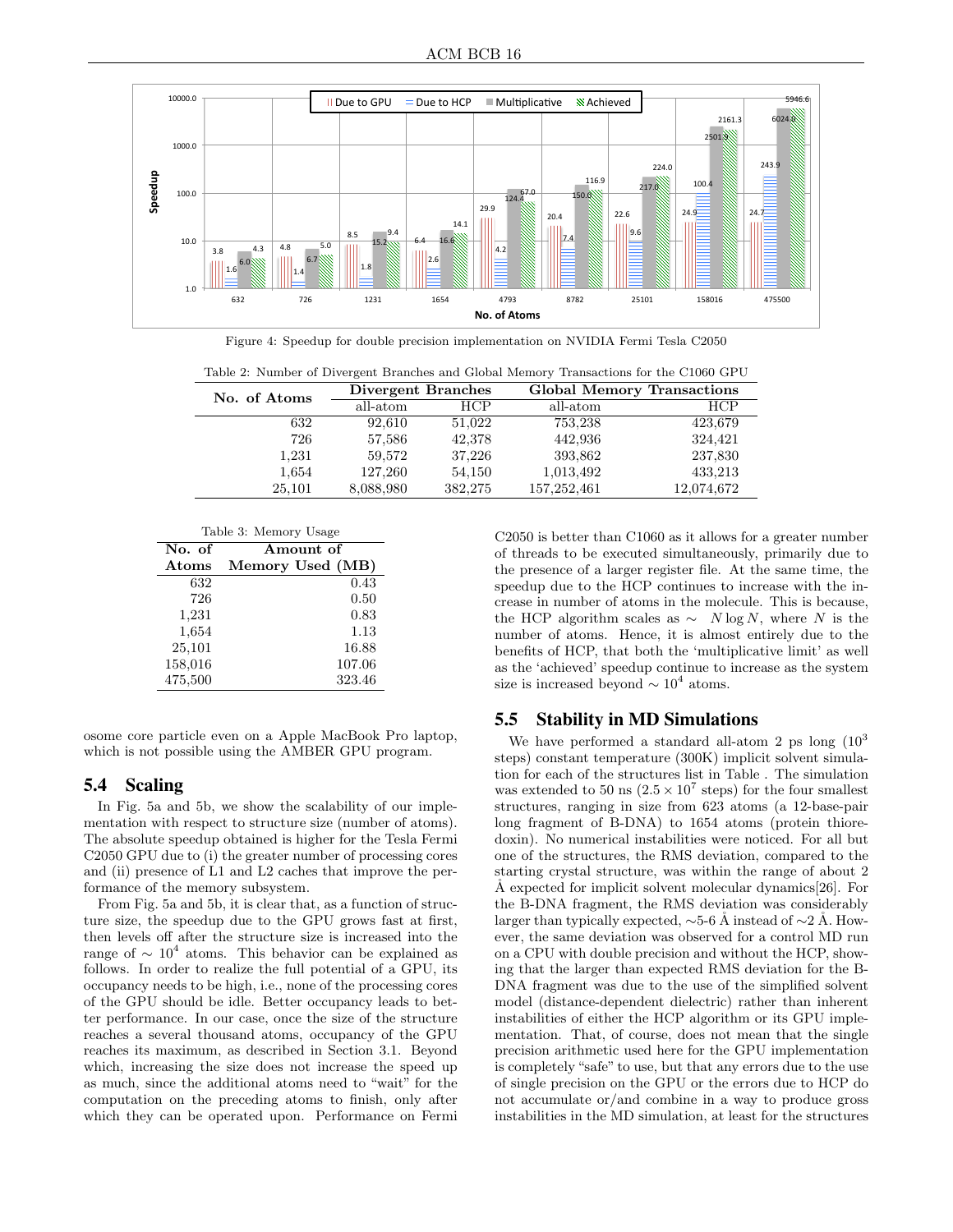Figure 4: Speedup for double precision implementation on NVIDIA Fermi Tesla C2050

Table 2: Number of Divergent Branches and Global Memory Transactions for the C1060 GPU

| No. of Atoms | Divergent Branches | | Global Memory Transactions | |
|---|---|---|---|---|
| | all-atom | HCP | all-atom | HCP |
| 632 | 92,610 | 51,022 | 753,238 | 423,679 |
| 726 | 57,586 | 42,378 | 442,936 | 324,421 |
| 1,231 | 59,572 | 37,226 | 393,862 | 237,830 |
| 1,654 | 127,260 | 54,150 | 1,013,492 | 433,213 |
| 25,101 | 8,088,980 | 382,275 | 157,252,461 | 12,074,672 |

Table 3: Memory Usage

| No. of Atoms | Amount of Memory Used (MB) |
|---|---|
| 632 | 0.43 |
| 726 | 0.50 |
| 1,231 | 0.83 |
| 1,654 | 1.13 |
| 25,101 | 16.88 |
| 158,016 | 107.06 |
| 475,500 | 323.46 |

osome core particle even on a Apple MacBook Pro laptop, which is not possible using the AMBER GPU program.

## 5.4 Scaling

In Fig. 5a and 5b, we show the scalability of our implementation with respect to structure size (number of atoms). The absolute speedup obtained is higher for the Tesla Fermi C2050 GPU due to (i) the greater number of processing cores and (ii) presence of L1 and L2 caches that improve the performance of the memory subsystem.

From Fig. 5a and 5b, it is clear that, as a function of structure size, the speedup due to the GPU grows fast at first, then levels off after the structure size is increased into the range of $\sim 10^4$ atoms. This behavior can be explained as follows. In order to realize the full potential of a GPU, its occupancy needs to be high, i.e., none of the processing cores of the GPU should be idle. Better occupancy leads to better performance. In our case, once the size of the structure reaches a several thousand atoms, occupancy of the GPU reaches its maximum, as described in Section 3.1. Beyond which, increasing the size does not increase the speed up as much, since the additional atoms need to "wait" for the computation on the preceding atoms to finish, only after which they can be operated upon. Performance on Fermi C2050 is better than C1060 as it allows for a greater number of threads to be executed simultaneously, primarily due to the presence of a larger register file. At the same time, the speedup due to the HCP continues to increase with the increase in number of atoms in the molecule. This is because, the HCP algorithm scales as $\sim N \log N$, where $N$ is the number of atoms. Hence, it is almost entirely due to the benefits of HCP, that both the 'multiplicative limit' as well as the 'achieved' speedup continue to increase as the system size is increased beyond $\sim 10^4$ atoms.

## 5.5 Stability in MD Simulations

We have performed a standard all-atom 2 ps long ($10^3$ steps) constant temperature (300K) implicit solvent simulation for each of the structures list in Table . The simulation was extended to 50 ns ($2.5 \times 10^7$ steps) for the four smallest structures, ranging in size from 623 atoms (a 12-base-pair long fragment of B-DNA) to 1654 atoms (protein thioredoxin). No numerical instabilities were noticed. For all but one of the structures, the RMS deviation, compared to the starting crystal structure, was within the range of about 2 Å expected for implicit solvent molecular dynamics[26]. For the B-DNA fragment, the RMS deviation was considerably larger than typically expected, ∼5-6 Å instead of ∼2 Å. However, the same deviation was observed for a control MD run on a CPU with double precision and without the HCP, showing that the larger than expected RMS deviation for the B-DNA fragment was due to the use of the simplified solvent model (distance-dependent dielectric) rather than inherent instabilities of either the HCP algorithm or its GPU implementation. That, of course, does not mean that the single precision arithmetic used here for the GPU implementation is completely "safe" to use, but that any errors due to the use of single precision on the GPU or the errors due to HCP do not accumulate or/and combine in a way to produce gross instabilities in the MD simulation, at least for the structures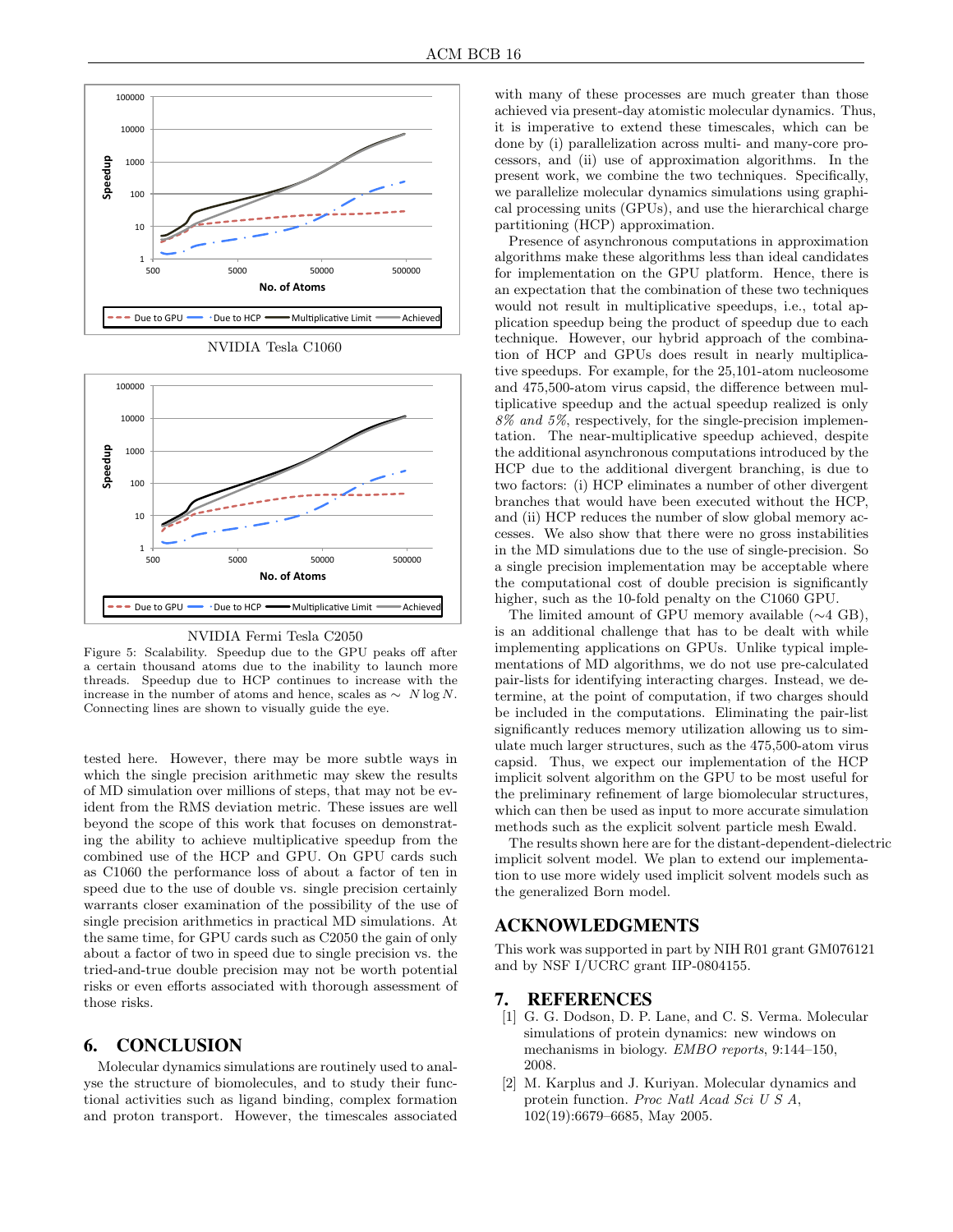NVIDIA Tesla C1060

NVIDIA Fermi Tesla C2050

Figure 5: Scalability. Speedup due to the GPU peaks off after a certain thousand atoms due to the inability to launch more threads. Speedup due to HCP continues to increase with the increase in the number of atoms and hence, scales as $\sim N \log N$. Connecting lines are shown to visually guide the eye.

tested here. However, there may be more subtle ways in which the single precision arithmetic may skew the results of MD simulation over millions of steps, that may not be evident from the RMS deviation metric. These issues are well beyond the scope of this work that focuses on demonstrating the ability to achieve multiplicative speedup from the combined use of the HCP and GPU. On GPU cards such as C1060 the performance loss of about a factor of ten in speed due to the use of double vs. single precision certainly warrants closer examination of the possibility of the use of single precision arithmetics in practical MD simulations. At the same time, for GPU cards such as C2050 the gain of only about a factor of two in speed due to single precision vs. the tried-and-true double precision may not be worth potential risks or even efforts associated with thorough assessment of those risks.

## 6. CONCLUSION

Molecular dynamics simulations are routinely used to analyse the structure of biomolecules, and to study their functional activities such as ligand binding, complex formation and proton transport. However, the timescales associated with many of these processes are much greater than those achieved via present-day atomistic molecular dynamics. Thus, it is imperative to extend these timescales, which can be done by (i) parallelization across multi- and many-core processors, and (ii) use of approximation algorithms. In the present work, we combine the two techniques. Specifically, we parallelize molecular dynamics simulations using graphical processing units (GPUs), and use the hierarchical charge partitioning (HCP) approximation.

Presence of asynchronous computations in approximation algorithms make these algorithms less than ideal candidates for implementation on the GPU platform. Hence, there is an expectation that the combination of these two techniques would not result in multiplicative speedups, i.e., total application speedup being the product of speedup due to each technique. However, our hybrid approach of the combination of HCP and GPUs does result in nearly multiplicative speedups. For example, for the 25,101-atom nucleosome and 475,500-atom virus capsid, the difference between multiplicative speedup and the actual speedup realized is only *8% and 5%*, respectively, for the single-precision implementation. The near-multiplicative speedup achieved, despite the additional asynchronous computations introduced by the HCP due to the additional divergent branching, is due to two factors: (i) HCP eliminates a number of other divergent branches that would have been executed without the HCP, and (ii) HCP reduces the number of slow global memory accesses. We also show that there were no gross instabilities in the MD simulations due to the use of single-precision. So a single precision implementation may be acceptable where the computational cost of double precision is significantly higher, such as the 10-fold penalty on the C1060 GPU.

The limited amount of GPU memory available ($\sim$4 GB), is an additional challenge that has to be dealt with while implementing applications on GPUs. Unlike typical implementations of MD algorithms, we do not use pre-calculated pair-lists for identifying interacting charges. Instead, we determine, at the point of computation, if two charges should be included in the computations. Eliminating the pair-list significantly reduces memory utilization allowing us to simulate much larger structures, such as the 475,500-atom virus capsid. Thus, we expect our implementation of the HCP implicit solvent algorithm on the GPU to be most useful for the preliminary refinement of large biomolecular structures, which can then be used as input to more accurate simulation methods such as the explicit solvent particle mesh Ewald.

The results shown here are for the distant-dependent-dielectric implicit solvent model. We plan to extend our implementation to use more widely used implicit solvent models such as the generalized Born model.

## ACKNOWLEDGMENTS

This work was supported in part by NIH R01 grant GM076121 and by NSF I/UCRC grant IIP-0804155.

## 7. REFERENCES

[1] G. G. Dodson, D. P. Lane, and C. S. Verma. Molecular simulations of protein dynamics: new windows on mechanisms in biology. *EMBO reports*, 9:144–150, 2008.

[2] M. Karplus and J. Kuriyan. Molecular dynamics and protein function. *Proc Natl Acad Sci U S A*, 102(19):6679–6685, May 2005.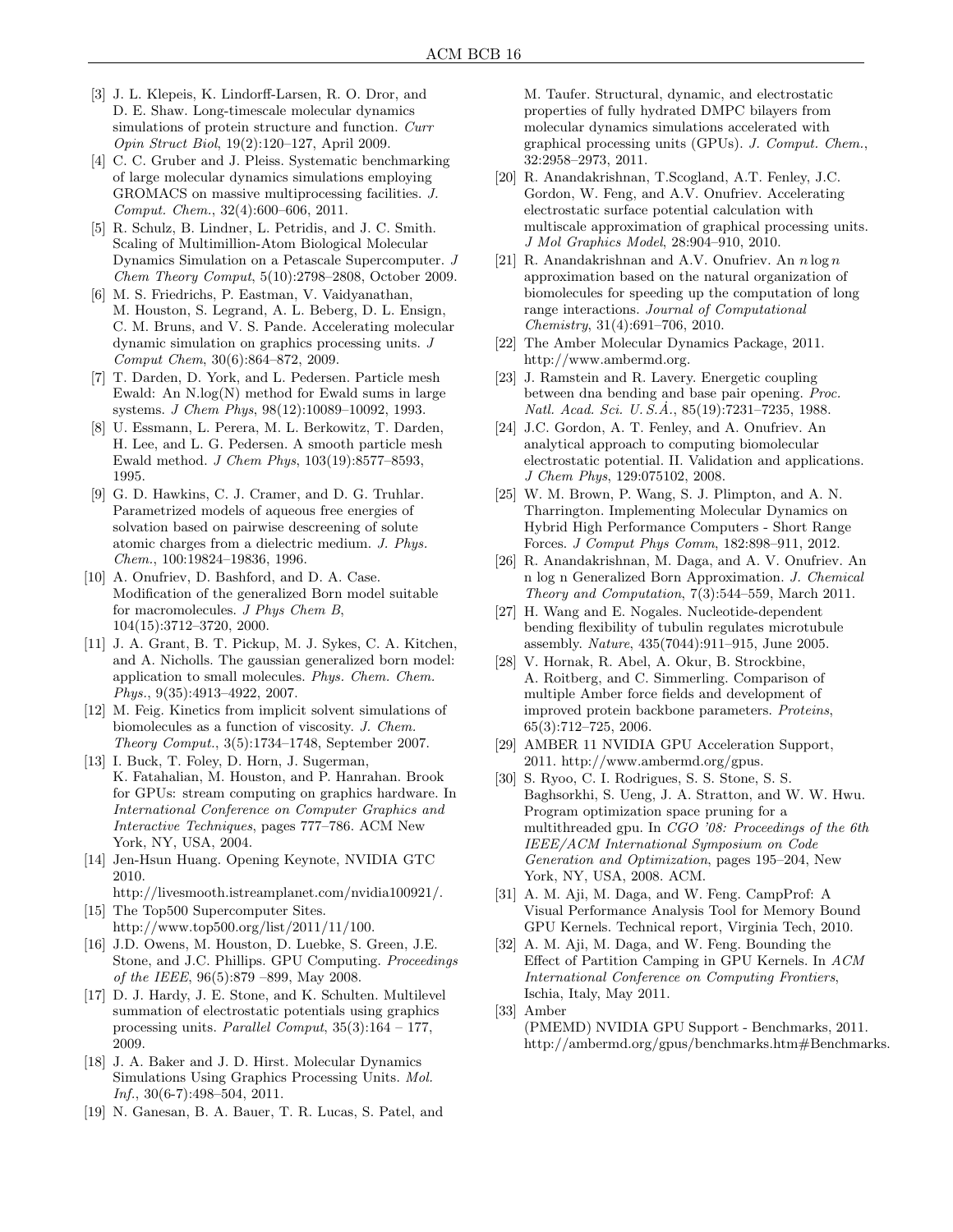[3] J. L. Klepeis, K. Lindorff-Larsen, R. O. Dror, and D. E. Shaw. Long-timescale molecular dynamics simulations of protein structure and function. *Curr Opin Struct Biol*, 19(2):120–127, April 2009.

[4] C. C. Gruber and J. Pleiss. Systematic benchmarking of large molecular dynamics simulations employing GROMACS on massive multiprocessing facilities. *J. Comput. Chem.*, 32(4):600–606, 2011.

[5] R. Schulz, B. Lindner, L. Petridis, and J. C. Smith. Scaling of Multimillion-Atom Biological Molecular Dynamics Simulation on a Petascale Supercomputer. *J Chem Theory Comput*, 5(10):2798–2808, October 2009.

[6] M. S. Friedrichs, P. Eastman, V. Vaidyanathan, M. Houston, S. Legrand, A. L. Beberg, D. L. Ensign, C. M. Bruns, and V. S. Pande. Accelerating molecular dynamic simulation on graphics processing units. *J Comput Chem*, 30(6):864–872, 2009.

[7] T. Darden, D. York, and L. Pedersen. Particle mesh Ewald: An N.log(N) method for Ewald sums in large systems. *J Chem Phys*, 98(12):10089–10092, 1993.

[8] U. Essmann, L. Perera, M. L. Berkowitz, T. Darden, H. Lee, and L. G. Pedersen. A smooth particle mesh Ewald method. *J Chem Phys*, 103(19):8577–8593, 1995.

[9] G. D. Hawkins, C. J. Cramer, and D. G. Truhlar. Parametrized models of aqueous free energies of solvation based on pairwise descreening of solute atomic charges from a dielectric medium. *J. Phys. Chem.*, 100:19824–19836, 1996.

[10] A. Onufriev, D. Bashford, and D. A. Case. Modification of the generalized Born model suitable for macromolecules. *J Phys Chem B*, 104(15):3712–3720, 2000.

[11] J. A. Grant, B. T. Pickup, M. J. Sykes, C. A. Kitchen, and A. Nicholls. The gaussian generalized born model: application to small molecules. *Phys. Chem. Chem. Phys.*, 9(35):4913–4922, 2007.

[12] M. Feig. Kinetics from implicit solvent simulations of biomolecules as a function of viscosity. *J. Chem. Theory Comput.*, 3(5):1734–1748, September 2007.

[13] I. Buck, T. Foley, D. Horn, J. Sugerman, K. Fatahalian, M. Houston, and P. Hanrahan. Brook for GPUs: stream computing on graphics hardware. In *International Conference on Computer Graphics and Interactive Techniques*, pages 777–786. ACM New York, NY, USA, 2004.

[14] Jen-Hsun Huang. Opening Keynote, NVIDIA GTC 2010. http://livesmooth.istreamplanet.com/nvidia100921/.

[15] The Top500 Supercomputer Sites. http://www.top500.org/list/2011/11/100.

[16] J.D. Owens, M. Houston, D. Luebke, S. Green, J.E. Stone, and J.C. Phillips. GPU Computing. *Proceedings of the IEEE*, 96(5):879 –899, May 2008.

[17] D. J. Hardy, J. E. Stone, and K. Schulten. Multilevel summation of electrostatic potentials using graphics processing units. *Parallel Comput*, 35(3):164 – 177, 2009.

[18] J. A. Baker and J. D. Hirst. Molecular Dynamics Simulations Using Graphics Processing Units. *Mol. Inf.*, 30(6-7):498–504, 2011.

[19] N. Ganesan, B. A. Bauer, T. R. Lucas, S. Patel, and M. Taufer. Structural, dynamic, and electrostatic properties of fully hydrated DMPC bilayers from molecular dynamics simulations accelerated with graphical processing units (GPUs). *J. Comput. Chem.*, 32:2958–2973, 2011.

[20] R. Anandakrishnan, T.Scogland, A.T. Fenley, J.C. Gordon, W. Feng, and A.V. Onufriev. Accelerating electrostatic surface potential calculation with multiscale approximation of graphical processing units. *J Mol Graphics Model*, 28:904–910, 2010.

[21] R. Anandakrishnan and A.V. Onufriev. An $n \log n$ approximation based on the natural organization of biomolecules for speeding up the computation of long range interactions. *Journal of Computational Chemistry*, 31(4):691–706, 2010.

[22] The Amber Molecular Dynamics Package, 2011. http://www.ambermd.org.

[23] J. Ramstein and R. Lavery. Energetic coupling between dna bending and base pair opening. *Proc. Natl. Acad. Sci. U.S.A.*, 85(19):7231–7235, 1988.

[24] J.C. Gordon, A. T. Fenley, and A. Onufriev. An analytical approach to computing biomolecular electrostatic potential. II. Validation and applications. *J Chem Phys*, 129:075102, 2008.

[25] W. M. Brown, P. Wang, S. J. Plimpton, and A. N. Tharrington. Implementing Molecular Dynamics on Hybrid High Performance Computers - Short Range Forces. *J Comput Phys Comm*, 182:898–911, 2012.

[26] R. Anandakrishnan, M. Daga, and A. V. Onufriev. An n log n Generalized Born Approximation. *J. Chemical Theory and Computation*, 7(3):544–559, March 2011.

[27] H. Wang and E. Nogales. Nucleotide-dependent bending flexibility of tubulin regulates microtubule assembly. *Nature*, 435(7044):911–915, June 2005.

[28] V. Hornak, R. Abel, A. Okur, B. Strockbine, A. Roitberg, and C. Simmerling. Comparison of multiple Amber force fields and development of improved protein backbone parameters. *Proteins*, 65(3):712–725, 2006.

[29] AMBER 11 NVIDIA GPU Acceleration Support, 2011. http://www.ambermd.org/gpus.

[30] S. Ryoo, C. I. Rodrigues, S. S. Stone, S. S. Baghsorkhi, S. Ueng, J. A. Stratton, and W. W. Hwu. Program optimization space pruning for a multithreaded gpu. In *CGO '08: Proceedings of the 6th IEEE/ACM International Symposium on Code Generation and Optimization*, pages 195–204, New York, NY, USA, 2008. ACM.

[31] A. M. Aji, M. Daga, and W. Feng. CampProf: A Visual Performance Analysis Tool for Memory Bound GPU Kernels. Technical report, Virginia Tech, 2010.

[32] A. M. Aji, M. Daga, and W. Feng. Bounding the Effect of Partition Camping in GPU Kernels. In *ACM International Conference on Computing Frontiers*, Ischia, Italy, May 2011.

[33] Amber (PMEMD) NVIDIA GPU Support - Benchmarks, 2011. http://ambermd.org/gpus/benchmarks.htm#Benchmarks.